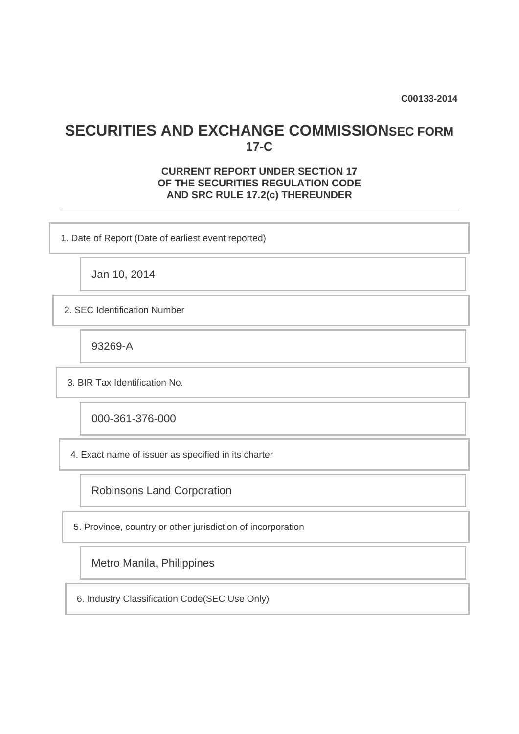C00133-2014

# SECURITIES AND EXCHANGE COMMISSION SEC FORM 17-C

**CURRENT REPORT UNDER SECTION 17 OF THE SECURITIES REGULATION CODE AND SRC RULE 17.2(c) THEREUNDER**

1. Date of Report (Date of earliest event reported)

Jan 10, 2014

2. SEC Identification Number

93269-A

3. BIR Tax Identification No.

000-361-376-000

4. Exact name of issuer as specified in its charter

Robinsons Land Corporation

5. Province, country or other jurisdiction of incorporation

Metro Manila, Philippines

6. Industry Classification Code(SEC Use Only)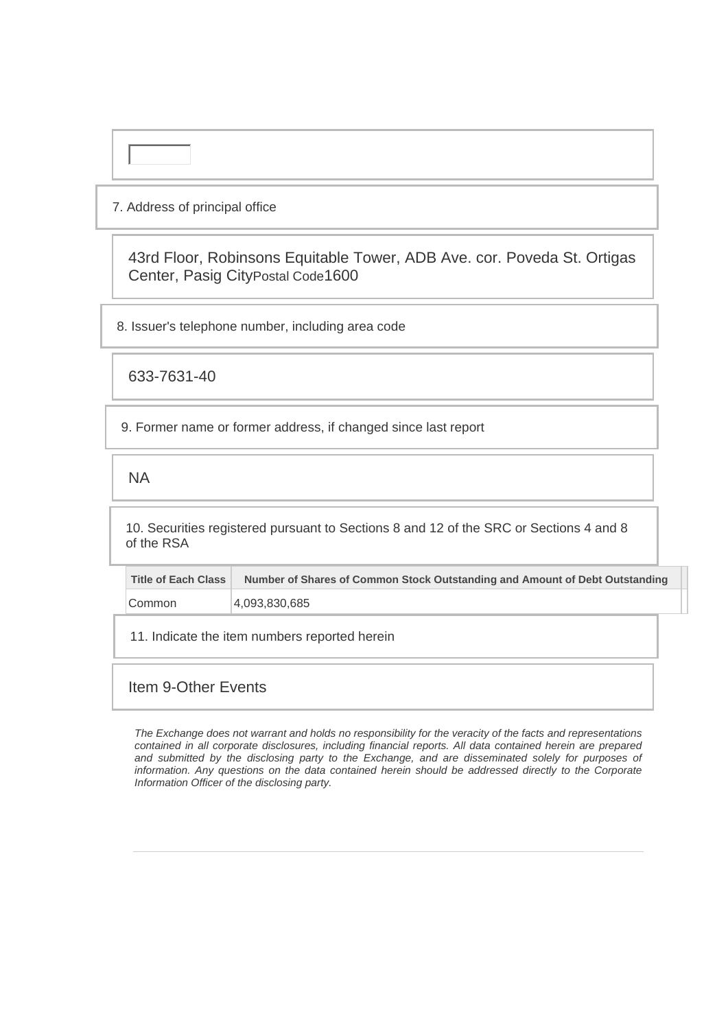7. Address of principal office

43rd Floor, Robinsons Equitable Tower, ADB Ave. cor. Poveda St. Ortigas Center, Pasig City Postal Code 1600

8. Issuer's telephone number, including area code

633-7631-40

9. Former name or former address, if changed since last report

NA

10. Securities registered pursuant to Sections 8 and 12 of the SRC or Sections 4 and 8 of the RSA

| Title of Each Class | Number of Shares of Common Stock Outstanding and Amount of Debt Outstanding |
| --- | --- |
| Common | 4,093,830,685 |

11. Indicate the item numbers reported herein

Item 9-Other Events

*The Exchange does not warrant and holds no responsibility for the veracity of the facts and representations contained in all corporate disclosures, including financial reports. All data contained herein are prepared and submitted by the disclosing party to the Exchange, and are disseminated solely for purposes of information. Any questions on the data contained herein should be addressed directly to the Corporate Information Officer of the disclosing party.*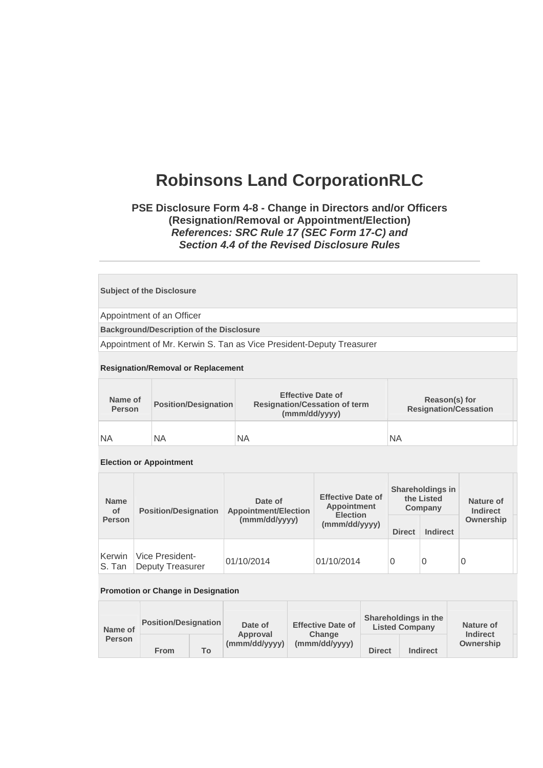# Robinsons Land CorporationRLC

### PSE Disclosure Form 4-8 - Change in Directors and/or Officers (Resignation/Removal or Appointment/Election)
***References: SRC Rule 17 (SEC Form 17-C) and Section 4.4 of the Revised Disclosure Rules***

---

| Subject of the Disclosure |
|---|
| Appointment of an Officer |
| **Background/Description of the Disclosure** |
| Appointment of Mr. Kerwin S. Tan as Vice President-Deputy Treasurer |

**Resignation/Removal or Replacement**

| Name of Person | Position/Designation | Effective Date of Resignation/Cessation of term (mmm/dd/yyyy) | Reason(s) for Resignation/Cessation |
|---|---|---|---|
| NA | NA | NA | NA |

**Election or Appointment**

| Name of Person | Position/Designation | Date of Appointment/Election (mmm/dd/yyyy) | Effective Date of Appointment Election (mmm/dd/yyyy) | Shareholdings in the Listed Company | | Nature of Indirect Ownership |
|---|---|---|---|---|---|---|
| | | | | Direct | Indirect | |
| Kerwin S. Tan | Vice President-Deputy Treasurer | 01/10/2014 | 01/10/2014 | 0 | 0 | 0 |

**Promotion or Change in Designation**

| Name of Person | Position/Designation | | Date of Approval (mmm/dd/yyyy) | Effective Date of Change (mmm/dd/yyyy) | Shareholdings in the Listed Company | | Nature of Indirect Ownership |
|---|---|---|---|---|---|---|---|
| | From | To | | | Direct | Indirect | |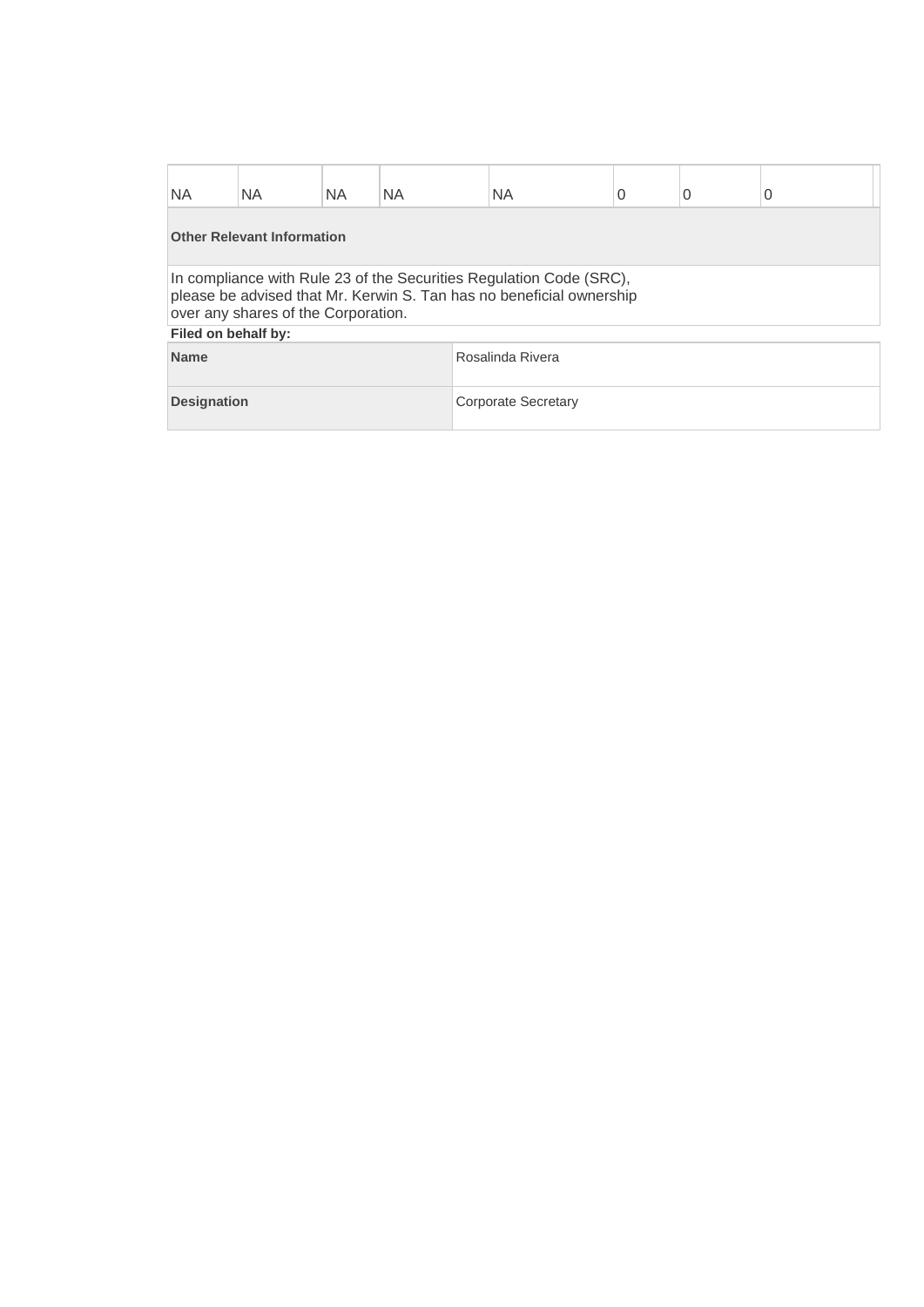| | | | | | | | |
|---|---|---|---|---|---|---|---|
| NA | NA | NA | NA | NA | 0 | 0 | 0 |

**Other Relevant Information**

In compliance with Rule 23 of the Securities Regulation Code (SRC), please be advised that Mr. Kerwin S. Tan has no beneficial ownership over any shares of the Corporation.

**Filed on behalf by:**

| | |
|---|---|
| **Name** | Rosalinda Rivera |
| **Designation** | Corporate Secretary |